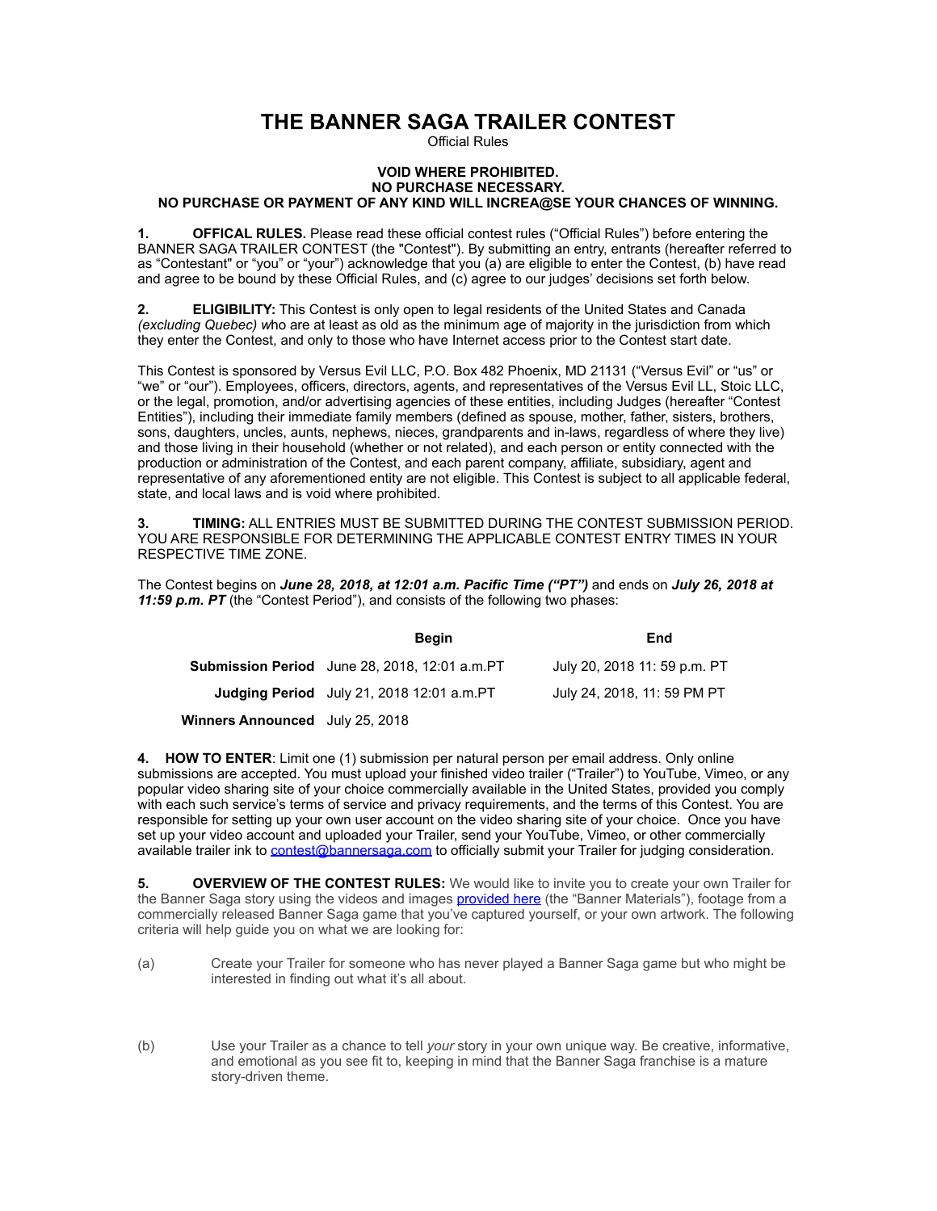# THE BANNER SAGA TRAILER CONTEST

Official Rules

**VOID WHERE PROHIBITED.**
**NO PURCHASE NECESSARY.**
**NO PURCHASE OR PAYMENT OF ANY KIND WILL INCREA@SE YOUR CHANCES OF WINNING.**

**1. OFFICAL RULES.** Please read these official contest rules ("Official Rules") before entering the BANNER SAGA TRAILER CONTEST (the "Contest"). By submitting an entry, entrants (hereafter referred to as "Contestant" or "you" or "your") acknowledge that you (a) are eligible to enter the Contest, (b) have read and agree to be bound by these Official Rules, and (c) agree to our judges' decisions set forth below.

**2. ELIGIBILITY:** This Contest is only open to legal residents of the United States and Canada *(excluding Quebec)* who are at least as old as the minimum age of majority in the jurisdiction from which they enter the Contest, and only to those who have Internet access prior to the Contest start date.

This Contest is sponsored by Versus Evil LLC, P.O. Box 482 Phoenix, MD 21131 ("Versus Evil" or "us" or "we" or "our"). Employees, officers, directors, agents, and representatives of the Versus Evil LL, Stoic LLC, or the legal, promotion, and/or advertising agencies of these entities, including Judges (hereafter "Contest Entities"), including their immediate family members (defined as spouse, mother, father, sisters, brothers, sons, daughters, uncles, aunts, nephews, nieces, grandparents and in-laws, regardless of where they live) and those living in their household (whether or not related), and each person or entity connected with the production or administration of the Contest, and each parent company, affiliate, subsidiary, agent and representative of any aforementioned entity are not eligible. This Contest is subject to all applicable federal, state, and local laws and is void where prohibited.

**3. TIMING:** ALL ENTRIES MUST BE SUBMITTED DURING THE CONTEST SUBMISSION PERIOD. YOU ARE RESPONSIBLE FOR DETERMINING THE APPLICABLE CONTEST ENTRY TIMES IN YOUR RESPECTIVE TIME ZONE.

The Contest begins on ***June 28, 2018, at 12:01 a.m. Pacific Time ("PT")*** and ends on ***July 26, 2018 at 11:59 p.m. PT*** (the "Contest Period"), and consists of the following two phases:

| | **Begin** | **End** |
|---|---|---|
| **Submission Period** | June 28, 2018, 12:01 a.m.PT | July 20, 2018 11: 59 p.m. PT |
| **Judging Period** | July 21, 2018 12:01 a.m.PT | July 24, 2018, 11: 59 PM PT |
| **Winners Announced** | July 25, 2018 | |

**4. HOW TO ENTER**: Limit one (1) submission per natural person per email address. Only online submissions are accepted. You must upload your finished video trailer ("Trailer") to YouTube, Vimeo, or any popular video sharing site of your choice commercially available in the United States, provided you comply with each such service's terms of service and privacy requirements, and the terms of this Contest. You are responsible for setting up your own user account on the video sharing site of your choice. Once you have set up your video account and uploaded your Trailer, send your YouTube, Vimeo, or other commercially available trailer ink to contest@bannersaga.com to officially submit your Trailer for judging consideration.

**5. OVERVIEW OF THE CONTEST RULES:** We would like to invite you to create your own Trailer for the Banner Saga story using the videos and images provided here (the "Banner Materials"), footage from a commercially released Banner Saga game that you've captured yourself, or your own artwork. The following criteria will help guide you on what we are looking for:

(a) Create your Trailer for someone who has never played a Banner Saga game but who might be interested in finding out what it's all about.

(b) Use your Trailer as a chance to tell *your* story in your own unique way. Be creative, informative, and emotional as you see fit to, keeping in mind that the Banner Saga franchise is a mature story-driven theme.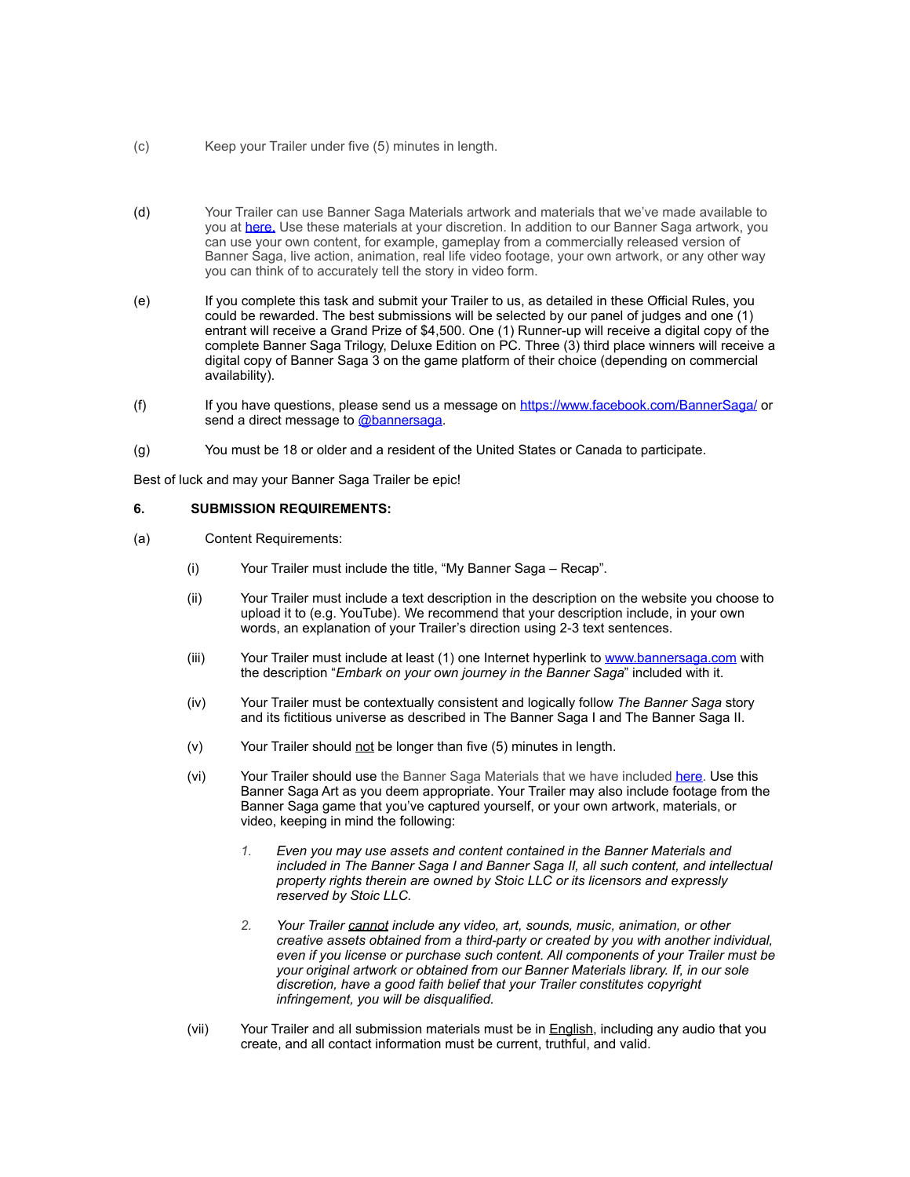(c) Keep your Trailer under five (5) minutes in length.

(d) Your Trailer can use Banner Saga Materials artwork and materials that we've made available to you at [here.](#) Use these materials at your discretion. In addition to our Banner Saga artwork, you can use your own content, for example, gameplay from a commercially released version of Banner Saga, live action, animation, real life video footage, your own artwork, or any other way you can think of to accurately tell the story in video form.

(e) If you complete this task and submit your Trailer to us, as detailed in these Official Rules, you could be rewarded. The best submissions will be selected by our panel of judges and one (1) entrant will receive a Grand Prize of $4,500. One (1) Runner-up will receive a digital copy of the complete Banner Saga Trilogy, Deluxe Edition on PC. Three (3) third place winners will receive a digital copy of Banner Saga 3 on the game platform of their choice (depending on commercial availability).

(f) If you have questions, please send us a message on [https://www.facebook.com/BannerSaga/](https://www.facebook.com/BannerSaga/) or send a direct message to [@bannersaga](#).

(g) You must be 18 or older and a resident of the United States or Canada to participate.

Best of luck and may your Banner Saga Trailer be epic!

**6. SUBMISSION REQUIREMENTS:**

(a) Content Requirements:

- (i) Your Trailer must include the title, "My Banner Saga – Recap".
- (ii) Your Trailer must include a text description in the description on the website you choose to upload it to (e.g. YouTube). We recommend that your description include, in your own words, an explanation of your Trailer's direction using 2-3 text sentences.
- (iii) Your Trailer must include at least (1) one Internet hyperlink to [www.bannersaga.com](http://www.bannersaga.com) with the description "*Embark on your own journey in the Banner Saga*" included with it.
- (iv) Your Trailer must be contextually consistent and logically follow *The Banner Saga* story and its fictitious universe as described in The Banner Saga I and The Banner Saga II.
- (v) Your Trailer should not be longer than five (5) minutes in length.
- (vi) Your Trailer should use the Banner Saga Materials that we have included [here](#). Use this Banner Saga Art as you deem appropriate. Your Trailer may also include footage from the Banner Saga game that you've captured yourself, or your own artwork, materials, or video, keeping in mind the following:
  1. *Even you may use assets and content contained in the Banner Materials and included in The Banner Saga I and Banner Saga II, all such content, and intellectual property rights therein are owned by Stoic LLC or its licensors and expressly reserved by Stoic LLC.*
  2. *Your Trailer cannot include any video, art, sounds, music, animation, or other creative assets obtained from a third-party or created by you with another individual, even if you license or purchase such content. All components of your Trailer must be your original artwork or obtained from our Banner Materials library. If, in our sole discretion, have a good faith belief that your Trailer constitutes copyright infringement, you will be disqualified.*
- (vii) Your Trailer and all submission materials must be in English, including any audio that you create, and all contact information must be current, truthful, and valid.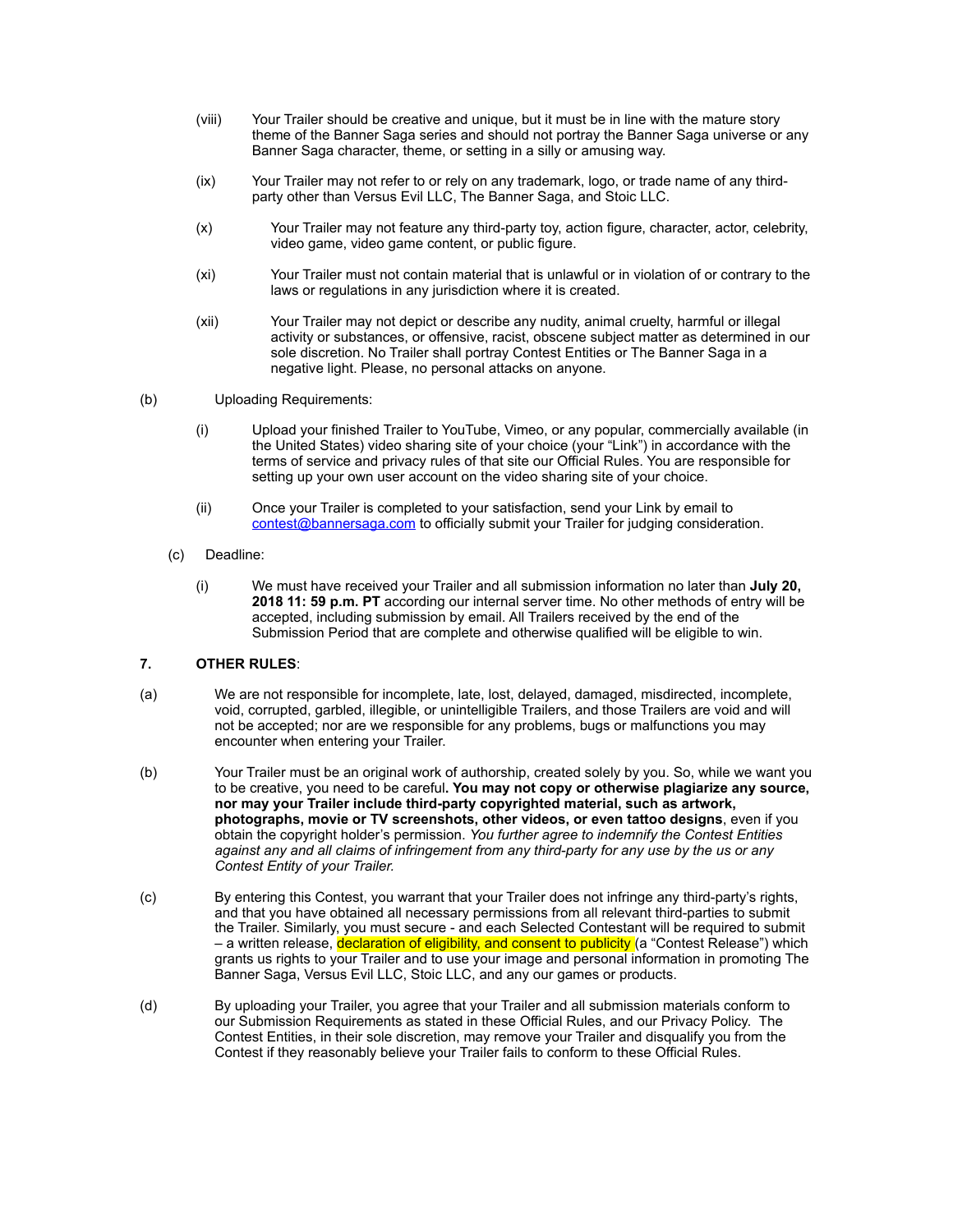(viii) Your Trailer should be creative and unique, but it must be in line with the mature story theme of the Banner Saga series and should not portray the Banner Saga universe or any Banner Saga character, theme, or setting in a silly or amusing way.

(ix) Your Trailer may not refer to or rely on any trademark, logo, or trade name of any third-party other than Versus Evil LLC, The Banner Saga, and Stoic LLC.

(x) Your Trailer may not feature any third-party toy, action figure, character, actor, celebrity, video game, video game content, or public figure.

(xi) Your Trailer must not contain material that is unlawful or in violation of or contrary to the laws or regulations in any jurisdiction where it is created.

(xii) Your Trailer may not depict or describe any nudity, animal cruelty, harmful or illegal activity or substances, or offensive, racist, obscene subject matter as determined in our sole discretion. No Trailer shall portray Contest Entities or The Banner Saga in a negative light. Please, no personal attacks on anyone.

(b) Uploading Requirements:

(i) Upload your finished Trailer to YouTube, Vimeo, or any popular, commercially available (in the United States) video sharing site of your choice (your "Link") in accordance with the terms of service and privacy rules of that site our Official Rules. You are responsible for setting up your own user account on the video sharing site of your choice.

(ii) Once your Trailer is completed to your satisfaction, send your Link by email to contest@bannersaga.com to officially submit your Trailer for judging consideration.

(c) Deadline:

(i) We must have received your Trailer and all submission information no later than **July 20, 2018 11: 59 p.m. PT** according our internal server time. No other methods of entry will be accepted, including submission by email. All Trailers received by the end of the Submission Period that are complete and otherwise qualified will be eligible to win.

## 7. OTHER RULES:

(a) We are not responsible for incomplete, late, lost, delayed, damaged, misdirected, incomplete, void, corrupted, garbled, illegible, or unintelligible Trailers, and those Trailers are void and will not be accepted; nor are we responsible for any problems, bugs or malfunctions you may encounter when entering your Trailer.

(b) Your Trailer must be an original work of authorship, created solely by you. So, while we want you to be creative, you need to be careful**. You may not copy or otherwise plagiarize any source, nor may your Trailer include third-party copyrighted material, such as artwork, photographs, movie or TV screenshots, other videos, or even tattoo designs**, even if you obtain the copyright holder's permission. *You further agree to indemnify the Contest Entities against any and all claims of infringement from any third-party for any use by the us or any Contest Entity of your Trailer.*

(c) By entering this Contest, you warrant that your Trailer does not infringe any third-party's rights, and that you have obtained all necessary permissions from all relevant third-parties to submit the Trailer. Similarly, you must secure - and each Selected Contestant will be required to submit – a written release, declaration of eligibility, and consent to publicity (a "Contest Release") which grants us rights to your Trailer and to use your image and personal information in promoting The Banner Saga, Versus Evil LLC, Stoic LLC, and any our games or products.

(d) By uploading your Trailer, you agree that your Trailer and all submission materials conform to our Submission Requirements as stated in these Official Rules, and our Privacy Policy. The Contest Entities, in their sole discretion, may remove your Trailer and disqualify you from the Contest if they reasonably believe your Trailer fails to conform to these Official Rules.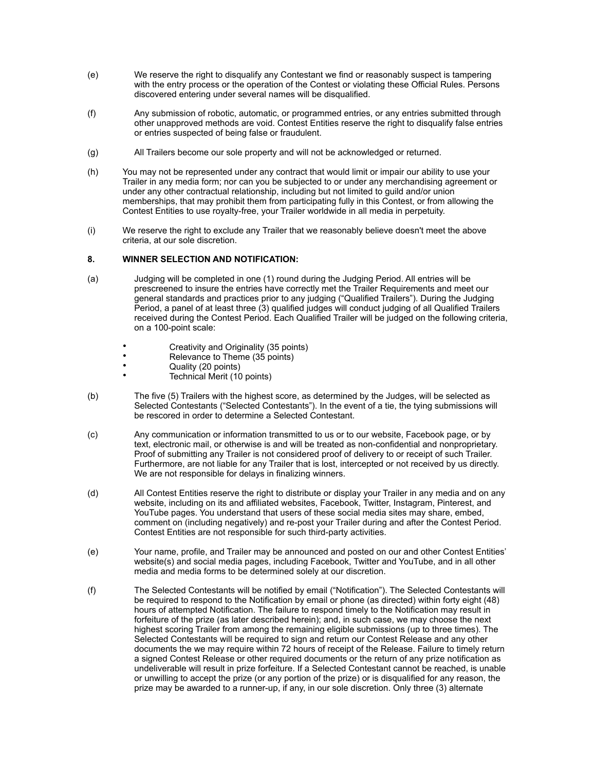(e) We reserve the right to disqualify any Contestant we find or reasonably suspect is tampering with the entry process or the operation of the Contest or violating these Official Rules. Persons discovered entering under several names will be disqualified.

(f) Any submission of robotic, automatic, or programmed entries, or any entries submitted through other unapproved methods are void. Contest Entities reserve the right to disqualify false entries or entries suspected of being false or fraudulent.

(g) All Trailers become our sole property and will not be acknowledged or returned.

(h) You may not be represented under any contract that would limit or impair our ability to use your Trailer in any media form; nor can you be subjected to or under any merchandising agreement or under any other contractual relationship, including but not limited to guild and/or union memberships, that may prohibit them from participating fully in this Contest, or from allowing the Contest Entities to use royalty-free, your Trailer worldwide in all media in perpetuity.

(i) We reserve the right to exclude any Trailer that we reasonably believe doesn't meet the above criteria, at our sole discretion.

**8. WINNER SELECTION AND NOTIFICATION:**

(a) Judging will be completed in one (1) round during the Judging Period. All entries will be prescreened to insure the entries have correctly met the Trailer Requirements and meet our general standards and practices prior to any judging ("Qualified Trailers"). During the Judging Period, a panel of at least three (3) qualified judges will conduct judging of all Qualified Trailers received during the Contest Period. Each Qualified Trailer will be judged on the following criteria, on a 100-point scale:

- Creativity and Originality (35 points)
- Relevance to Theme (35 points)
- Quality (20 points)
- Technical Merit (10 points)

(b) The five (5) Trailers with the highest score, as determined by the Judges, will be selected as Selected Contestants ("Selected Contestants"). In the event of a tie, the tying submissions will be rescored in order to determine a Selected Contestant.

(c) Any communication or information transmitted to us or to our website, Facebook page, or by text, electronic mail, or otherwise is and will be treated as non-confidential and nonproprietary. Proof of submitting any Trailer is not considered proof of delivery to or receipt of such Trailer. Furthermore, are not liable for any Trailer that is lost, intercepted or not received by us directly. We are not responsible for delays in finalizing winners.

(d) All Contest Entities reserve the right to distribute or display your Trailer in any media and on any website, including on its and affiliated websites, Facebook, Twitter, Instagram, Pinterest, and YouTube pages. You understand that users of these social media sites may share, embed, comment on (including negatively) and re-post your Trailer during and after the Contest Period. Contest Entities are not responsible for such third-party activities.

(e) Your name, profile, and Trailer may be announced and posted on our and other Contest Entities' website(s) and social media pages, including Facebook, Twitter and YouTube, and in all other media and media forms to be determined solely at our discretion.

(f) The Selected Contestants will be notified by email ("Notification"). The Selected Contestants will be required to respond to the Notification by email or phone (as directed) within forty eight (48) hours of attempted Notification. The failure to respond timely to the Notification may result in forfeiture of the prize (as later described herein); and, in such case, we may choose the next highest scoring Trailer from among the remaining eligible submissions (up to three times). The Selected Contestants will be required to sign and return our Contest Release and any other documents the we may require within 72 hours of receipt of the Release. Failure to timely return a signed Contest Release or other required documents or the return of any prize notification as undeliverable will result in prize forfeiture. If a Selected Contestant cannot be reached, is unable or unwilling to accept the prize (or any portion of the prize) or is disqualified for any reason, the prize may be awarded to a runner-up, if any, in our sole discretion. Only three (3) alternate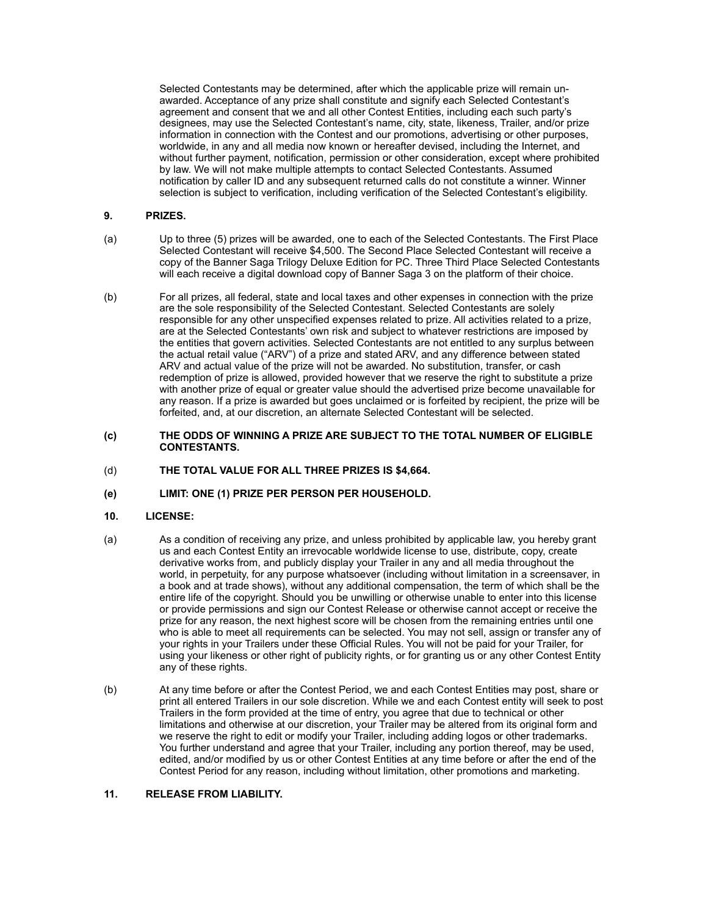Selected Contestants may be determined, after which the applicable prize will remain un-awarded. Acceptance of any prize shall constitute and signify each Selected Contestant's agreement and consent that we and all other Contest Entities, including each such party's designees, may use the Selected Contestant's name, city, state, likeness, Trailer, and/or prize information in connection with the Contest and our promotions, advertising or other purposes, worldwide, in any and all media now known or hereafter devised, including the Internet, and without further payment, notification, permission or other consideration, except where prohibited by law. We will not make multiple attempts to contact Selected Contestants. Assumed notification by caller ID and any subsequent returned calls do not constitute a winner. Winner selection is subject to verification, including verification of the Selected Contestant's eligibility.

**9. PRIZES.**

(a) Up to three (5) prizes will be awarded, one to each of the Selected Contestants. The First Place Selected Contestant will receive $4,500. The Second Place Selected Contestant will receive a copy of the Banner Saga Trilogy Deluxe Edition for PC. Three Third Place Selected Contestants will each receive a digital download copy of Banner Saga 3 on the platform of their choice.

(b) For all prizes, all federal, state and local taxes and other expenses in connection with the prize are the sole responsibility of the Selected Contestant. Selected Contestants are solely responsible for any other unspecified expenses related to prize. All activities related to a prize, are at the Selected Contestants' own risk and subject to whatever restrictions are imposed by the entities that govern activities. Selected Contestants are not entitled to any surplus between the actual retail value ("ARV") of a prize and stated ARV, and any difference between stated ARV and actual value of the prize will not be awarded. No substitution, transfer, or cash redemption of prize is allowed, provided however that we reserve the right to substitute a prize with another prize of equal or greater value should the advertised prize become unavailable for any reason. If a prize is awarded but goes unclaimed or is forfeited by recipient, the prize will be forfeited, and, at our discretion, an alternate Selected Contestant will be selected.

**(c) THE ODDS OF WINNING A PRIZE ARE SUBJECT TO THE TOTAL NUMBER OF ELIGIBLE CONTESTANTS.**

(d) **THE TOTAL VALUE FOR ALL THREE PRIZES IS $4,664.**

**(e) LIMIT: ONE (1) PRIZE PER PERSON PER HOUSEHOLD.**

**10. LICENSE:**

(a) As a condition of receiving any prize, and unless prohibited by applicable law, you hereby grant us and each Contest Entity an irrevocable worldwide license to use, distribute, copy, create derivative works from, and publicly display your Trailer in any and all media throughout the world, in perpetuity, for any purpose whatsoever (including without limitation in a screensaver, in a book and at trade shows), without any additional compensation, the term of which shall be the entire life of the copyright. Should you be unwilling or otherwise unable to enter into this license or provide permissions and sign our Contest Release or otherwise cannot accept or receive the prize for any reason, the next highest score will be chosen from the remaining entries until one who is able to meet all requirements can be selected. You may not sell, assign or transfer any of your rights in your Trailers under these Official Rules. You will not be paid for your Trailer, for using your likeness or other right of publicity rights, or for granting us or any other Contest Entity any of these rights.

(b) At any time before or after the Contest Period, we and each Contest Entities may post, share or print all entered Trailers in our sole discretion. While we and each Contest entity will seek to post Trailers in the form provided at the time of entry, you agree that due to technical or other limitations and otherwise at our discretion, your Trailer may be altered from its original form and we reserve the right to edit or modify your Trailer, including adding logos or other trademarks. You further understand and agree that your Trailer, including any portion thereof, may be used, edited, and/or modified by us or other Contest Entities at any time before or after the end of the Contest Period for any reason, including without limitation, other promotions and marketing.

**11. RELEASE FROM LIABILITY.**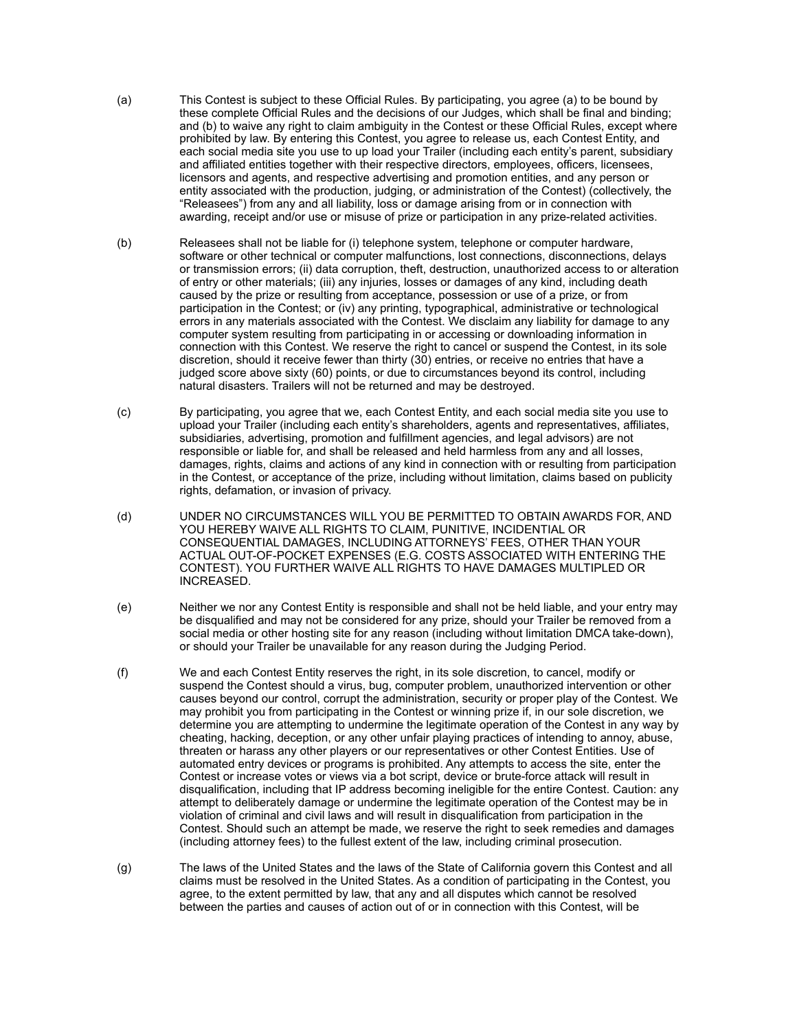(a) This Contest is subject to these Official Rules. By participating, you agree (a) to be bound by these complete Official Rules and the decisions of our Judges, which shall be final and binding; and (b) to waive any right to claim ambiguity in the Contest or these Official Rules, except where prohibited by law. By entering this Contest, you agree to release us, each Contest Entity, and each social media site you use to up load your Trailer (including each entity's parent, subsidiary and affiliated entities together with their respective directors, employees, officers, licensees, licensors and agents, and respective advertising and promotion entities, and any person or entity associated with the production, judging, or administration of the Contest) (collectively, the "Releasees") from any and all liability, loss or damage arising from or in connection with awarding, receipt and/or use or misuse of prize or participation in any prize-related activities.

(b) Releasees shall not be liable for (i) telephone system, telephone or computer hardware, software or other technical or computer malfunctions, lost connections, disconnections, delays or transmission errors; (ii) data corruption, theft, destruction, unauthorized access to or alteration of entry or other materials; (iii) any injuries, losses or damages of any kind, including death caused by the prize or resulting from acceptance, possession or use of a prize, or from participation in the Contest; or (iv) any printing, typographical, administrative or technological errors in any materials associated with the Contest. We disclaim any liability for damage to any computer system resulting from participating in or accessing or downloading information in connection with this Contest. We reserve the right to cancel or suspend the Contest, in its sole discretion, should it receive fewer than thirty (30) entries, or receive no entries that have a judged score above sixty (60) points, or due to circumstances beyond its control, including natural disasters. Trailers will not be returned and may be destroyed.

(c) By participating, you agree that we, each Contest Entity, and each social media site you use to upload your Trailer (including each entity's shareholders, agents and representatives, affiliates, subsidiaries, advertising, promotion and fulfillment agencies, and legal advisors) are not responsible or liable for, and shall be released and held harmless from any and all losses, damages, rights, claims and actions of any kind in connection with or resulting from participation in the Contest, or acceptance of the prize, including without limitation, claims based on publicity rights, defamation, or invasion of privacy.

(d) UNDER NO CIRCUMSTANCES WILL YOU BE PERMITTED TO OBTAIN AWARDS FOR, AND YOU HEREBY WAIVE ALL RIGHTS TO CLAIM, PUNITIVE, INCIDENTIAL OR CONSEQUENTIAL DAMAGES, INCLUDING ATTORNEYS' FEES, OTHER THAN YOUR ACTUAL OUT-OF-POCKET EXPENSES (E.G. COSTS ASSOCIATED WITH ENTERING THE CONTEST). YOU FURTHER WAIVE ALL RIGHTS TO HAVE DAMAGES MULTIPLED OR INCREASED.

(e) Neither we nor any Contest Entity is responsible and shall not be held liable, and your entry may be disqualified and may not be considered for any prize, should your Trailer be removed from a social media or other hosting site for any reason (including without limitation DMCA take-down), or should your Trailer be unavailable for any reason during the Judging Period.

(f) We and each Contest Entity reserves the right, in its sole discretion, to cancel, modify or suspend the Contest should a virus, bug, computer problem, unauthorized intervention or other causes beyond our control, corrupt the administration, security or proper play of the Contest. We may prohibit you from participating in the Contest or winning prize if, in our sole discretion, we determine you are attempting to undermine the legitimate operation of the Contest in any way by cheating, hacking, deception, or any other unfair playing practices of intending to annoy, abuse, threaten or harass any other players or our representatives or other Contest Entities. Use of automated entry devices or programs is prohibited. Any attempts to access the site, enter the Contest or increase votes or views via a bot script, device or brute-force attack will result in disqualification, including that IP address becoming ineligible for the entire Contest. Caution: any attempt to deliberately damage or undermine the legitimate operation of the Contest may be in violation of criminal and civil laws and will result in disqualification from participation in the Contest. Should such an attempt be made, we reserve the right to seek remedies and damages (including attorney fees) to the fullest extent of the law, including criminal prosecution.

(g) The laws of the United States and the laws of the State of California govern this Contest and all claims must be resolved in the United States. As a condition of participating in the Contest, you agree, to the extent permitted by law, that any and all disputes which cannot be resolved between the parties and causes of action out of or in connection with this Contest, will be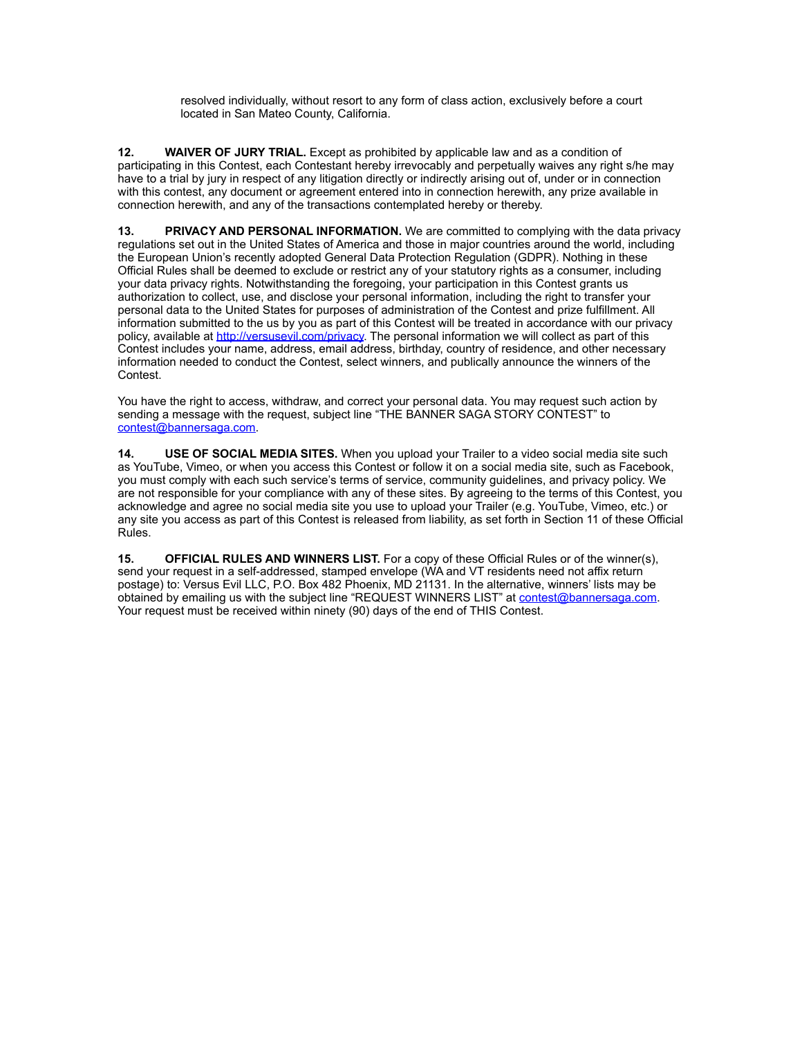resolved individually, without resort to any form of class action, exclusively before a court located in San Mateo County, California.

**12. WAIVER OF JURY TRIAL.** Except as prohibited by applicable law and as a condition of participating in this Contest, each Contestant hereby irrevocably and perpetually waives any right s/he may have to a trial by jury in respect of any litigation directly or indirectly arising out of, under or in connection with this contest, any document or agreement entered into in connection herewith, any prize available in connection herewith, and any of the transactions contemplated hereby or thereby.

**13. PRIVACY AND PERSONAL INFORMATION.** We are committed to complying with the data privacy regulations set out in the United States of America and those in major countries around the world, including the European Union's recently adopted General Data Protection Regulation (GDPR). Nothing in these Official Rules shall be deemed to exclude or restrict any of your statutory rights as a consumer, including your data privacy rights. Notwithstanding the foregoing, your participation in this Contest grants us authorization to collect, use, and disclose your personal information, including the right to transfer your personal data to the United States for purposes of administration of the Contest and prize fulfillment. All information submitted to the us by you as part of this Contest will be treated in accordance with our privacy policy, available at http://versusevil.com/privacy. The personal information we will collect as part of this Contest includes your name, address, email address, birthday, country of residence, and other necessary information needed to conduct the Contest, select winners, and publically announce the winners of the Contest.

You have the right to access, withdraw, and correct your personal data. You may request such action by sending a message with the request, subject line "THE BANNER SAGA STORY CONTEST" to contest@bannersaga.com.

**14. USE OF SOCIAL MEDIA SITES.** When you upload your Trailer to a video social media site such as YouTube, Vimeo, or when you access this Contest or follow it on a social media site, such as Facebook, you must comply with each such service's terms of service, community guidelines, and privacy policy. We are not responsible for your compliance with any of these sites. By agreeing to the terms of this Contest, you acknowledge and agree no social media site you use to upload your Trailer (e.g. YouTube, Vimeo, etc.) or any site you access as part of this Contest is released from liability, as set forth in Section 11 of these Official Rules.

**15. OFFICIAL RULES AND WINNERS LIST.** For a copy of these Official Rules or of the winner(s), send your request in a self-addressed, stamped envelope (WA and VT residents need not affix return postage) to: Versus Evil LLC, P.O. Box 482 Phoenix, MD 21131. In the alternative, winners' lists may be obtained by emailing us with the subject line "REQUEST WINNERS LIST" at contest@bannersaga.com. Your request must be received within ninety (90) days of the end of THIS Contest.